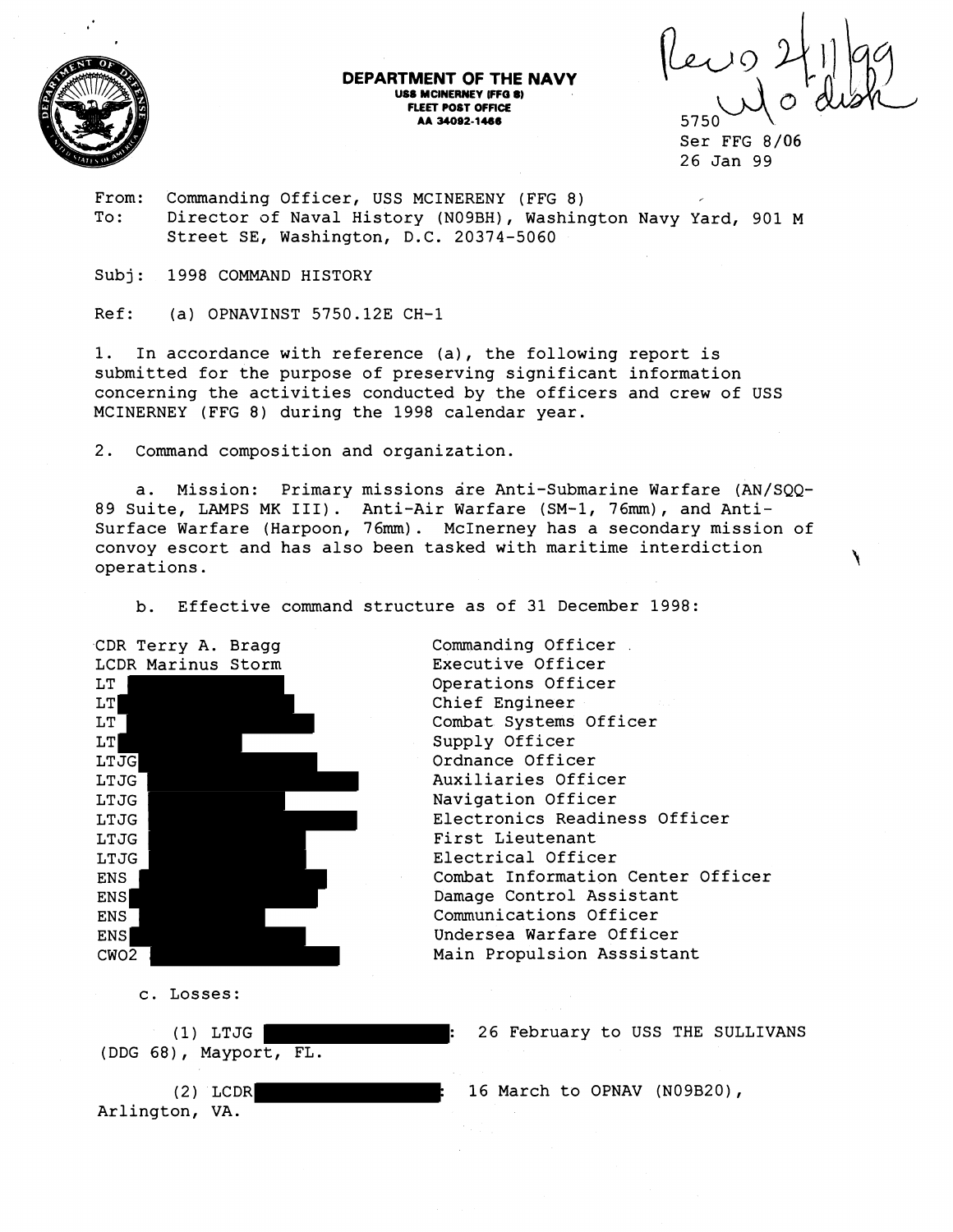**DEPARTMENT OF THE NAVY**
**USS MCINERNEY (FFG 8)**
**FLEET POST OFFICE**
**AA 34092-1466**

Rec'd 2/11/99 w/o disk

5750
Ser FFG 8/06
26 Jan 99

From: Commanding Officer, USS MCINERENY (FFG 8)
To: Director of Naval History (N09BH), Washington Navy Yard, 901 M Street SE, Washington, D.C. 20374-5060

Subj: 1998 COMMAND HISTORY

Ref: (a) OPNAVINST 5750.12E CH-1

1. In accordance with reference (a), the following report is submitted for the purpose of preserving significant information concerning the activities conducted by the officers and crew of USS MCINERNEY (FFG 8) during the 1998 calendar year.

2. Command composition and organization.

a. Mission: Primary missions are Anti-Submarine Warfare (AN/SQQ-89 Suite, LAMPS MK III). Anti-Air Warfare (SM-1, 76mm), and Anti-Surface Warfare (Harpoon, 76mm). McInerney has a secondary mission of convoy escort and has also been tasked with maritime interdiction operations.

b. Effective command structure as of 31 December 1998:

| | |
|---|---|
| CDR Terry A. Bragg | Commanding Officer |
| LCDR Marinus Storm | Executive Officer |
| LT [redacted] | Operations Officer |
| LT [redacted] | Chief Engineer |
| LT [redacted] | Combat Systems Officer |
| LT [redacted] | Supply Officer |
| LTJG [redacted] | Ordnance Officer |
| LTJG [redacted] | Auxiliaries Officer |
| LTJG [redacted] | Navigation Officer |
| LTJG [redacted] | Electronics Readiness Officer |
| LTJG [redacted] | First Lieutenant |
| LTJG [redacted] | Electrical Officer |
| ENS [redacted] | Combat Information Center Officer |
| ENS [redacted] | Damage Control Assistant |
| ENS [redacted] | Communications Officer |
| ENS [redacted] | Undersea Warfare Officer |
| CWO2 [redacted] | Main Propulsion Asssistant |

c. Losses:

(1) LTJG [redacted]: 26 February to USS THE SULLIVANS (DDG 68), Mayport, FL.

(2) LCDR [redacted]: 16 March to OPNAV (N09B20), Arlington, VA.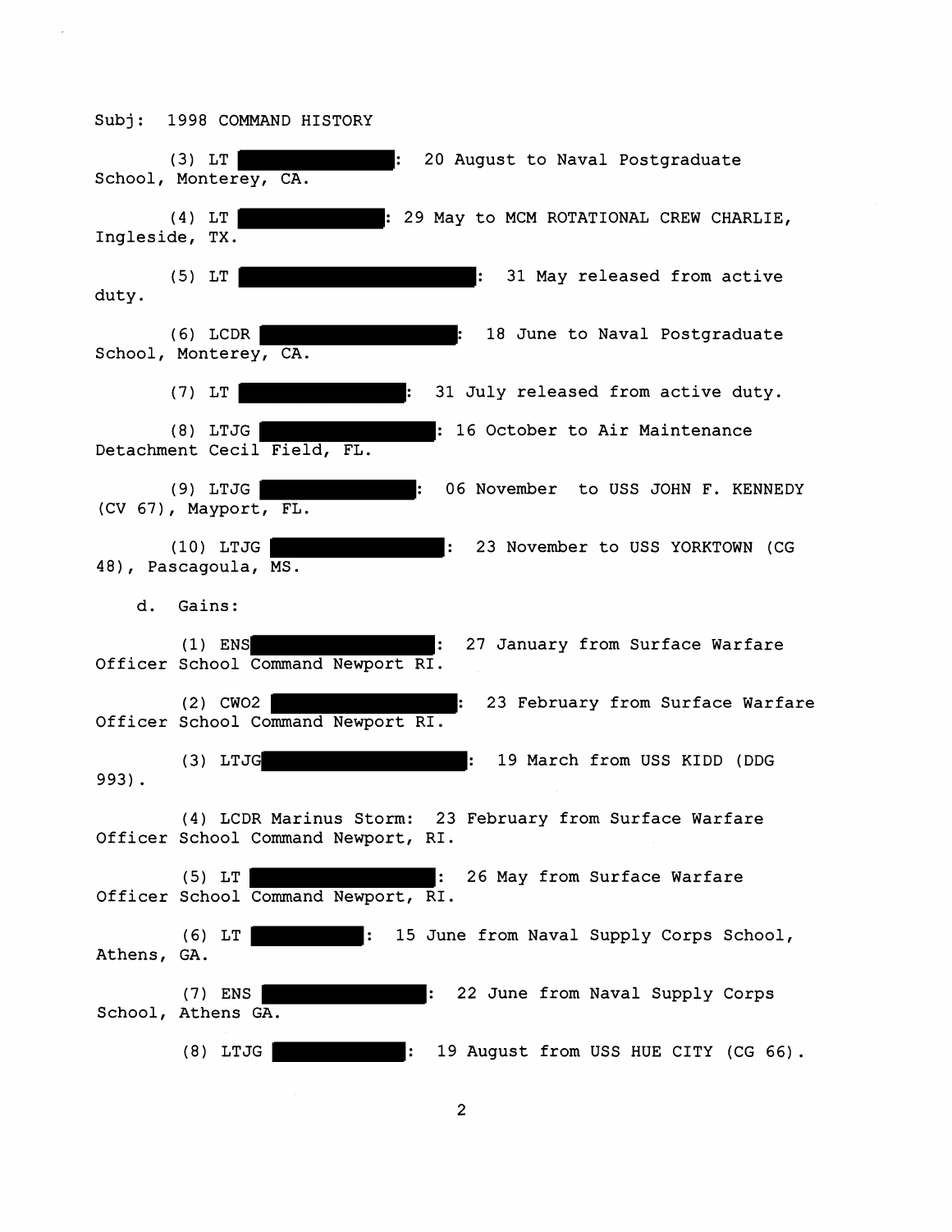Subj: 1998 COMMAND HISTORY

(3) LT ████████: 20 August to Naval Postgraduate School, Monterey, CA.

(4) LT ████████: 29 May to MCM ROTATIONAL CREW CHARLIE, Ingleside, TX.

(5) LT ████████: 31 May released from active duty.

(6) LCDR ████████: 18 June to Naval Postgraduate School, Monterey, CA.

(7) LT ████████: 31 July released from active duty.

(8) LTJG ████████: 16 October to Air Maintenance Detachment Cecil Field, FL.

(9) LTJG ████████: 06 November to USS JOHN F. KENNEDY (CV 67), Mayport, FL.

(10) LTJG ████████: 23 November to USS YORKTOWN (CG 48), Pascagoula, MS.

d. Gains:

(1) ENS ████████: 27 January from Surface Warfare Officer School Command Newport RI.

(2) CWO2 ████████: 23 February from Surface Warfare Officer School Command Newport RI.

(3) LTJG ████████: 19 March from USS KIDD (DDG 993).

(4) LCDR Marinus Storm: 23 February from Surface Warfare Officer School Command Newport, RI.

(5) LT ████████: 26 May from Surface Warfare Officer School Command Newport, RI.

(6) LT ████████: 15 June from Naval Supply Corps School, Athens, GA.

(7) ENS ████████: 22 June from Naval Supply Corps School, Athens GA.

(8) LTJG ████████: 19 August from USS HUE CITY (CG 66).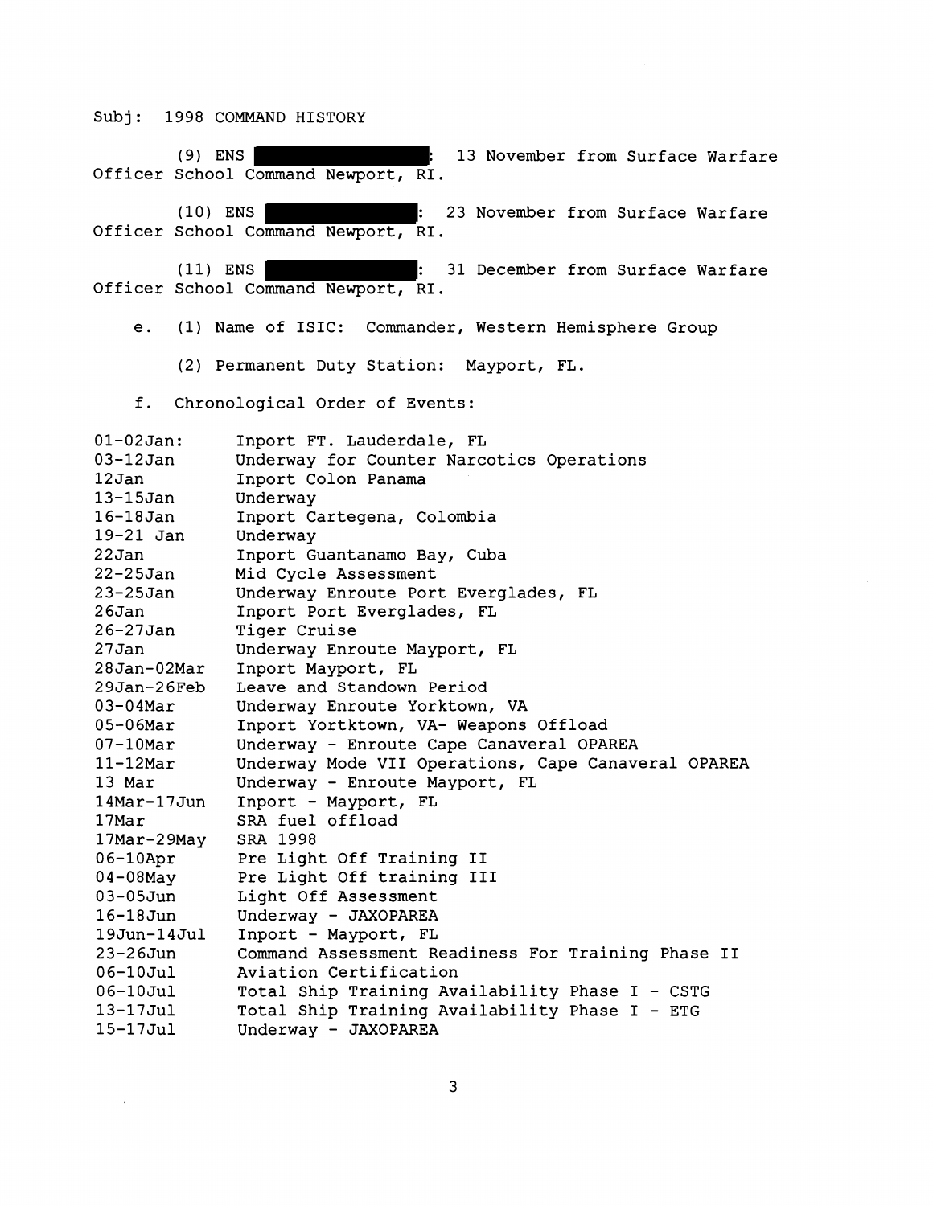Subj: 1998 COMMAND HISTORY

(9) ENS ████████: 13 November from Surface Warfare Officer School Command Newport, RI.

(10) ENS ████████: 23 November from Surface Warfare Officer School Command Newport, RI.

(11) ENS ████████: 31 December from Surface Warfare Officer School Command Newport, RI.

e. (1) Name of ISIC: Commander, Western Hemisphere Group

(2) Permanent Duty Station: Mayport, FL.

f. Chronological Order of Events:

| | |
|---|---|
| 01-02Jan: | Inport FT. Lauderdale, FL |
| 03-12Jan | Underway for Counter Narcotics Operations |
| 12Jan | Inport Colon Panama |
| 13-15Jan | Underway |
| 16-18Jan | Inport Cartegena, Colombia |
| 19-21 Jan | Underway |
| 22Jan | Inport Guantanamo Bay, Cuba |
| 22-25Jan | Mid Cycle Assessment |
| 23-25Jan | Underway Enroute Port Everglades, FL |
| 26Jan | Inport Port Everglades, FL |
| 26-27Jan | Tiger Cruise |
| 27Jan | Underway Enroute Mayport, FL |
| 28Jan-02Mar | Inport Mayport, FL |
| 29Jan-26Feb | Leave and Standown Period |
| 03-04Mar | Underway Enroute Yorktown, VA |
| 05-06Mar | Inport Yortktown, VA- Weapons Offload |
| 07-10Mar | Underway - Enroute Cape Canaveral OPAREA |
| 11-12Mar | Underway Mode VII Operations, Cape Canaveral OPAREA |
| 13 Mar | Underway - Enroute Mayport, FL |
| 14Mar-17Jun | Inport - Mayport, FL |
| 17Mar | SRA fuel offload |
| 17Mar-29May | SRA 1998 |
| 06-10Apr | Pre Light Off Training II |
| 04-08May | Pre Light Off training III |
| 03-05Jun | Light Off Assessment |
| 16-18Jun | Underway - JAXOPAREA |
| 19Jun-14Jul | Inport - Mayport, FL |
| 23-26Jun | Command Assessment Readiness For Training Phase II |
| 06-10Jul | Aviation Certification |
| 06-10Jul | Total Ship Training Availability Phase I - CSTG |
| 13-17Jul | Total Ship Training Availability Phase I - ETG |
| 15-17Jul | Underway - JAXOPAREA |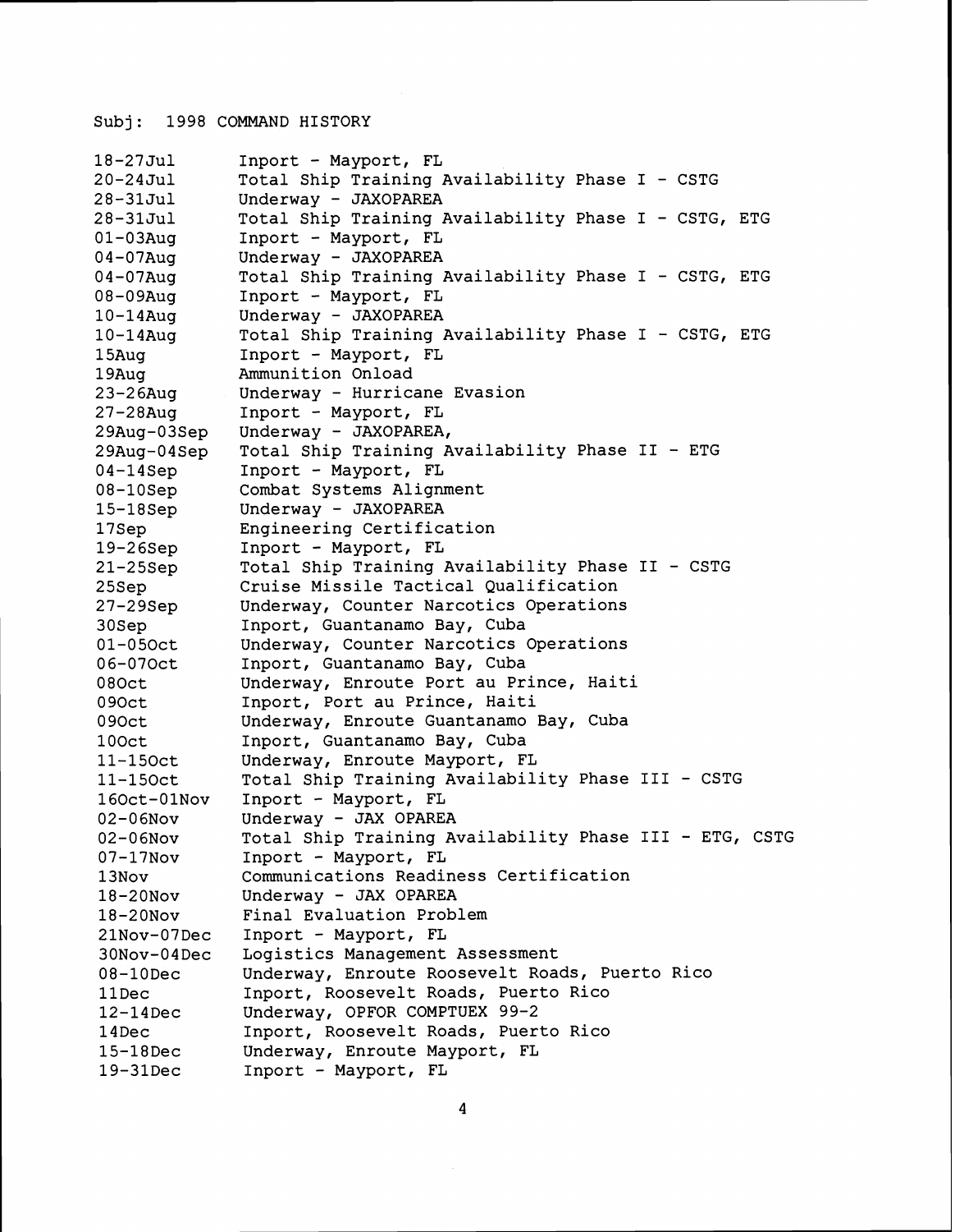Subj: 1998 COMMAND HISTORY

| | |
|---|---|
| 18-27Jul | Inport - Mayport, FL |
| 20-24Jul | Total Ship Training Availability Phase I - CSTG |
| 28-31Jul | Underway - JAXOPAREA |
| 28-31Jul | Total Ship Training Availability Phase I - CSTG, ETG |
| 01-03Aug | Inport - Mayport, FL |
| 04-07Aug | Underway - JAXOPAREA |
| 04-07Aug | Total Ship Training Availability Phase I - CSTG, ETG |
| 08-09Aug | Inport - Mayport, FL |
| 10-14Aug | Underway - JAXOPAREA |
| 10-14Aug | Total Ship Training Availability Phase I - CSTG, ETG |
| 15Aug | Inport - Mayport, FL |
| 19Aug | Ammunition Onload |
| 23-26Aug | Underway - Hurricane Evasion |
| 27-28Aug | Inport - Mayport, FL |
| 29Aug-03Sep | Underway - JAXOPAREA, |
| 29Aug-04Sep | Total Ship Training Availability Phase II - ETG |
| 04-14Sep | Inport - Mayport, FL |
| 08-10Sep | Combat Systems Alignment |
| 15-18Sep | Underway - JAXOPAREA |
| 17Sep | Engineering Certification |
| 19-26Sep | Inport - Mayport, FL |
| 21-25Sep | Total Ship Training Availability Phase II - CSTG |
| 25Sep | Cruise Missile Tactical Qualification |
| 27-29Sep | Underway, Counter Narcotics Operations |
| 30Sep | Inport, Guantanamo Bay, Cuba |
| 01-05Oct | Underway, Counter Narcotics Operations |
| 06-07Oct | Inport, Guantanamo Bay, Cuba |
| 08Oct | Underway, Enroute Port au Prince, Haiti |
| 09Oct | Inport, Port au Prince, Haiti |
| 09Oct | Underway, Enroute Guantanamo Bay, Cuba |
| 10Oct | Inport, Guantanamo Bay, Cuba |
| 11-15Oct | Underway, Enroute Mayport, FL |
| 11-15Oct | Total Ship Training Availability Phase III - CSTG |
| 16Oct-01Nov | Inport - Mayport, FL |
| 02-06Nov | Underway - JAX OPAREA |
| 02-06Nov | Total Ship Training Availability Phase III - ETG, CSTG |
| 07-17Nov | Inport - Mayport, FL |
| 13Nov | Communications Readiness Certification |
| 18-20Nov | Underway - JAX OPAREA |
| 18-20Nov | Final Evaluation Problem |
| 21Nov-07Dec | Inport - Mayport, FL |
| 30Nov-04Dec | Logistics Management Assessment |
| 08-10Dec | Underway, Enroute Roosevelt Roads, Puerto Rico |
| 11Dec | Inport, Roosevelt Roads, Puerto Rico |
| 12-14Dec | Underway, OPFOR COMPTUEX 99-2 |
| 14Dec | Inport, Roosevelt Roads, Puerto Rico |
| 15-18Dec | Underway, Enroute Mayport, FL |
| 19-31Dec | Inport - Mayport, FL |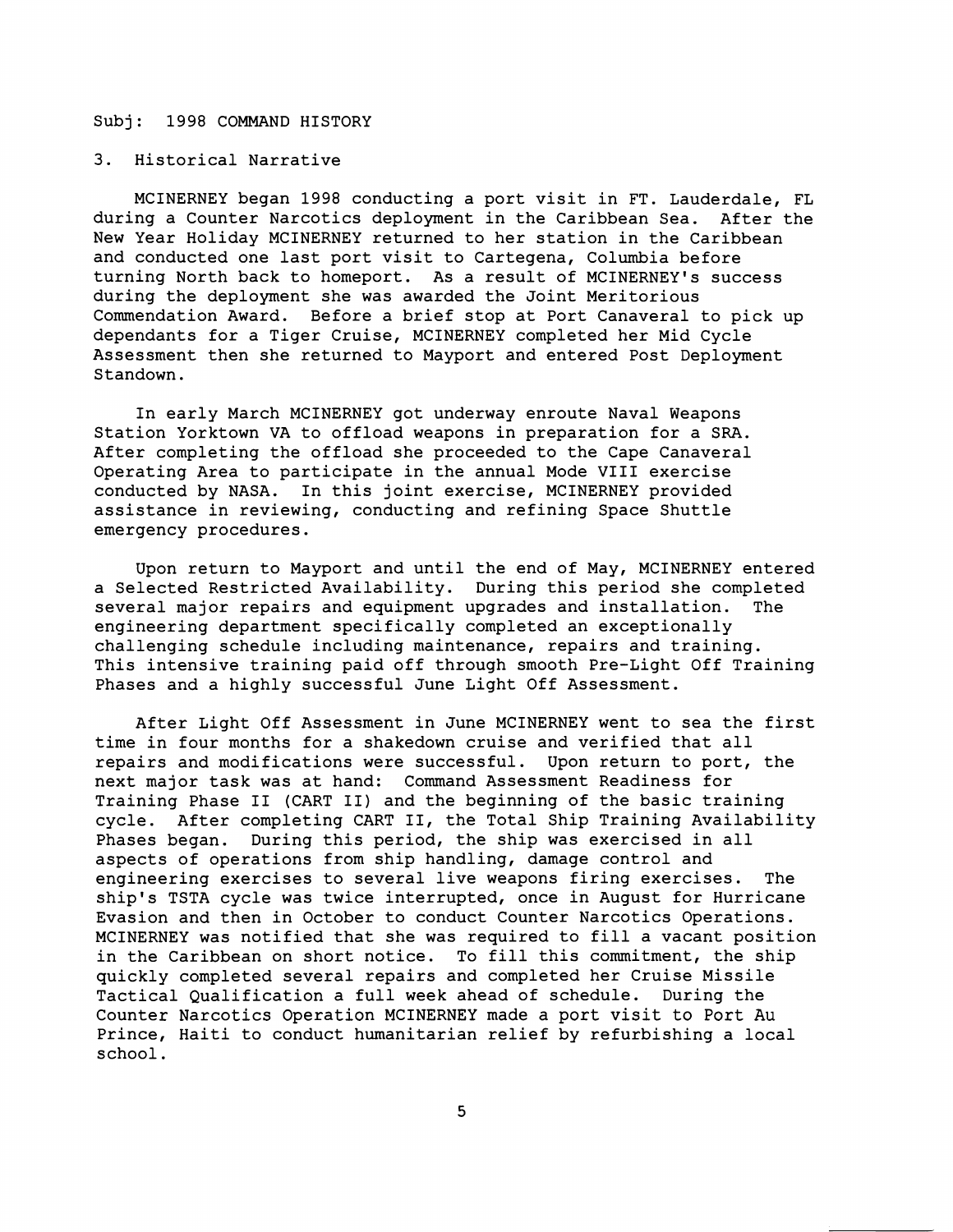Subj: 1998 COMMAND HISTORY

3. Historical Narrative

MCINERNEY began 1998 conducting a port visit in FT. Lauderdale, FL during a Counter Narcotics deployment in the Caribbean Sea. After the New Year Holiday MCINERNEY returned to her station in the Caribbean and conducted one last port visit to Cartegena, Columbia before turning North back to homeport. As a result of MCINERNEY's success during the deployment she was awarded the Joint Meritorious Commendation Award. Before a brief stop at Port Canaveral to pick up dependants for a Tiger Cruise, MCINERNEY completed her Mid Cycle Assessment then she returned to Mayport and entered Post Deployment Standown.

In early March MCINERNEY got underway enroute Naval Weapons Station Yorktown VA to offload weapons in preparation for a SRA. After completing the offload she proceeded to the Cape Canaveral Operating Area to participate in the annual Mode VIII exercise conducted by NASA. In this joint exercise, MCINERNEY provided assistance in reviewing, conducting and refining Space Shuttle emergency procedures.

Upon return to Mayport and until the end of May, MCINERNEY entered a Selected Restricted Availability. During this period she completed several major repairs and equipment upgrades and installation. The engineering department specifically completed an exceptionally challenging schedule including maintenance, repairs and training. This intensive training paid off through smooth Pre-Light Off Training Phases and a highly successful June Light Off Assessment.

After Light Off Assessment in June MCINERNEY went to sea the first time in four months for a shakedown cruise and verified that all repairs and modifications were successful. Upon return to port, the next major task was at hand: Command Assessment Readiness for Training Phase II (CART II) and the beginning of the basic training cycle. After completing CART II, the Total Ship Training Availability Phases began. During this period, the ship was exercised in all aspects of operations from ship handling, damage control and engineering exercises to several live weapons firing exercises. The ship's TSTA cycle was twice interrupted, once in August for Hurricane Evasion and then in October to conduct Counter Narcotics Operations. MCINERNEY was notified that she was required to fill a vacant position in the Caribbean on short notice. To fill this commitment, the ship quickly completed several repairs and completed her Cruise Missile Tactical Qualification a full week ahead of schedule. During the Counter Narcotics Operation MCINERNEY made a port visit to Port Au Prince, Haiti to conduct humanitarian relief by refurbishing a local school.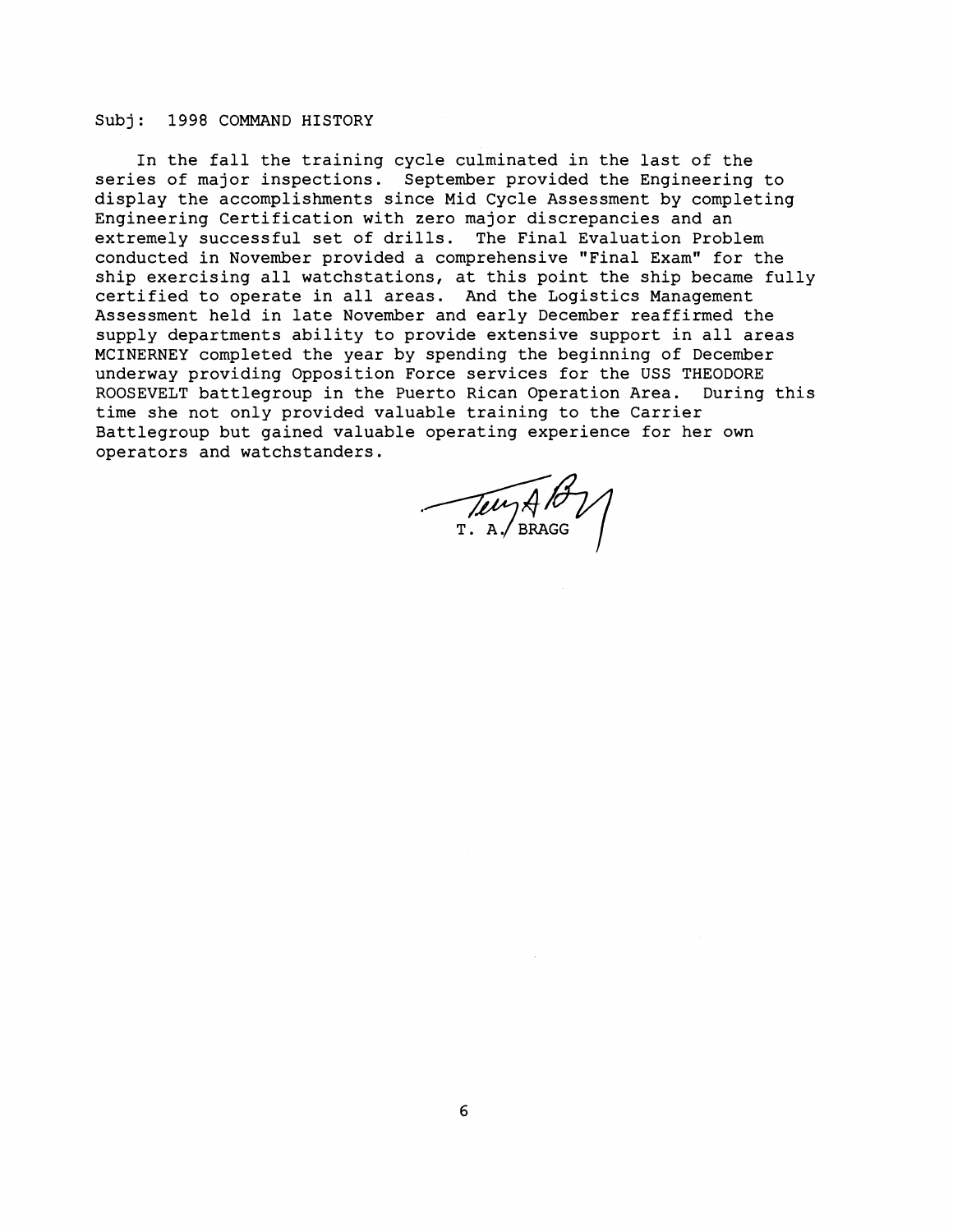Subj: 1998 COMMAND HISTORY

In the fall the training cycle culminated in the last of the series of major inspections. September provided the Engineering to display the accomplishments since Mid Cycle Assessment by completing Engineering Certification with zero major discrepancies and an extremely successful set of drills. The Final Evaluation Problem conducted in November provided a comprehensive "Final Exam" for the ship exercising all watchstations, at this point the ship became fully certified to operate in all areas. And the Logistics Management Assessment held in late November and early December reaffirmed the supply departments ability to provide extensive support in all areas MCINERNEY completed the year by spending the beginning of December underway providing Opposition Force services for the USS THEODORE ROOSEVELT battlegroup in the Puerto Rican Operation Area. During this time she not only provided valuable training to the Carrier Battlegroup but gained valuable operating experience for her own operators and watchstanders.

T. A. BRAGG